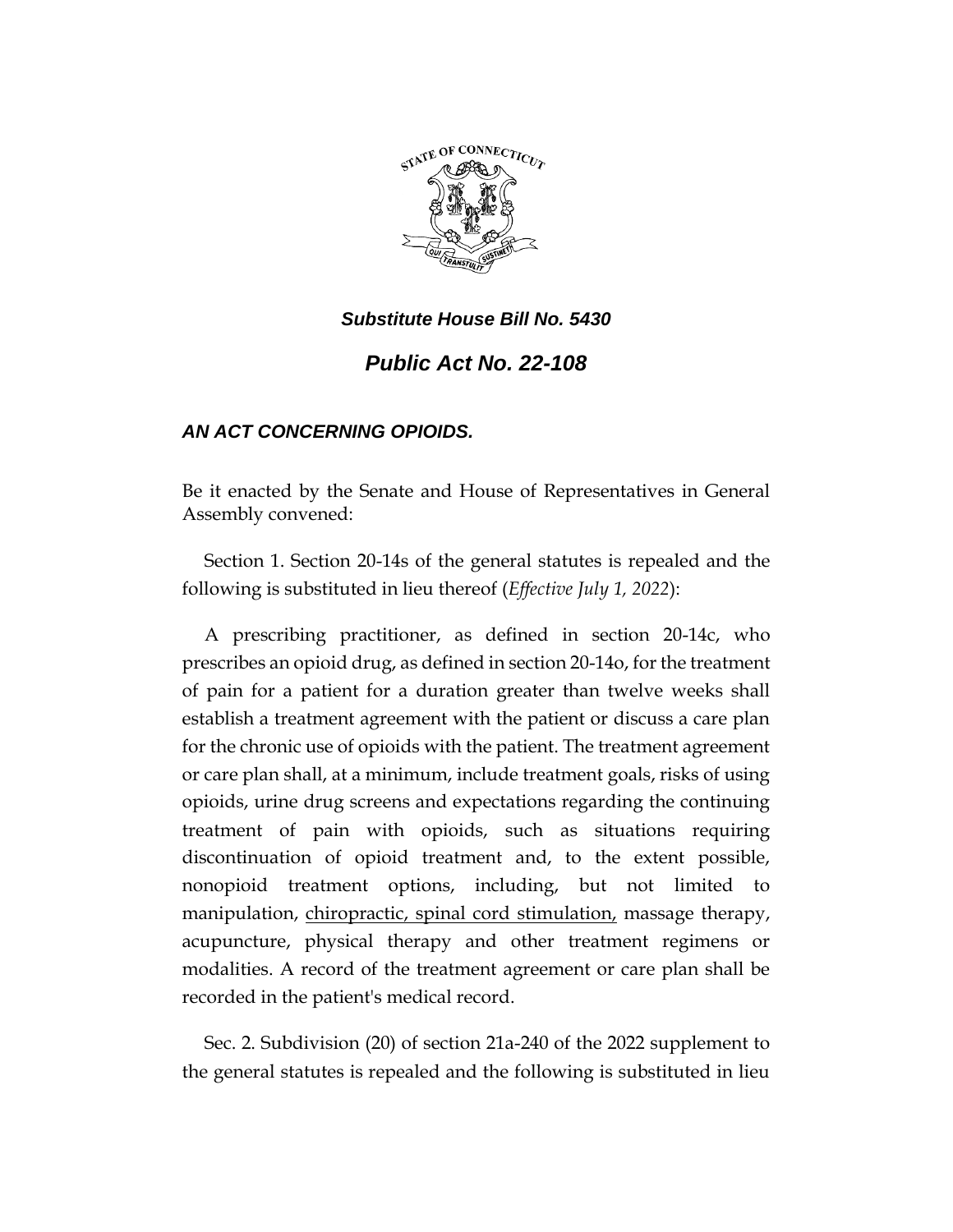***Substitute House Bill No. 5430***

***Public Act No. 22-108***

***AN ACT CONCERNING OPIOIDS.***

Be it enacted by the Senate and House of Representatives in General Assembly convened:

Section 1. Section 20-14s of the general statutes is repealed and the following is substituted in lieu thereof (*Effective July 1, 2022*):

A prescribing practitioner, as defined in section 20-14c, who prescribes an opioid drug, as defined in section 20-14o, for the treatment of pain for a patient for a duration greater than twelve weeks shall establish a treatment agreement with the patient or discuss a care plan for the chronic use of opioids with the patient. The treatment agreement or care plan shall, at a minimum, include treatment goals, risks of using opioids, urine drug screens and expectations regarding the continuing treatment of pain with opioids, such as situations requiring discontinuation of opioid treatment and, to the extent possible, nonopioid treatment options, including, but not limited to manipulation, <u>chiropractic, spinal cord stimulation,</u> massage therapy, acupuncture, physical therapy and other treatment regimens or modalities. A record of the treatment agreement or care plan shall be recorded in the patient's medical record.

Sec. 2. Subdivision (20) of section 21a-240 of the 2022 supplement to the general statutes is repealed and the following is substituted in lieu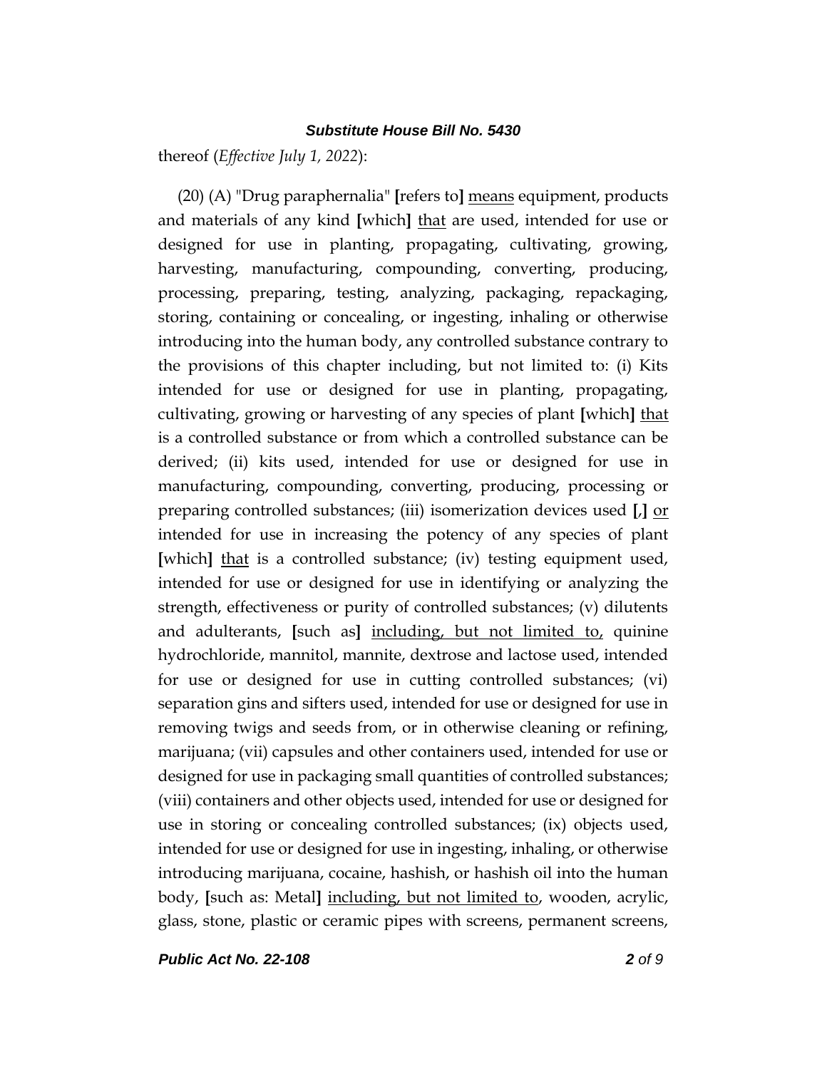thereof (*Effective July 1, 2022*):

(20) (A) "Drug paraphernalia" **[**refers to**]** <u>means</u> equipment, products and materials of any kind **[**which**]** <u>that</u> are used, intended for use or designed for use in planting, propagating, cultivating, growing, harvesting, manufacturing, compounding, converting, producing, processing, preparing, testing, analyzing, packaging, repackaging, storing, containing or concealing, or ingesting, inhaling or otherwise introducing into the human body, any controlled substance contrary to the provisions of this chapter including, but not limited to: (i) Kits intended for use or designed for use in planting, propagating, cultivating, growing or harvesting of any species of plant **[**which**]** <u>that</u> is a controlled substance or from which a controlled substance can be derived; (ii) kits used, intended for use or designed for use in manufacturing, compounding, converting, producing, processing or preparing controlled substances; (iii) isomerization devices used **[**,**]** <u>or</u> intended for use in increasing the potency of any species of plant **[**which**]** <u>that</u> is a controlled substance; (iv) testing equipment used, intended for use or designed for use in identifying or analyzing the strength, effectiveness or purity of controlled substances; (v) dilutents and adulterants, **[**such as**]** <u>including, but not limited to,</u> quinine hydrochloride, mannitol, mannite, dextrose and lactose used, intended for use or designed for use in cutting controlled substances; (vi) separation gins and sifters used, intended for use or designed for use in removing twigs and seeds from, or in otherwise cleaning or refining, marijuana; (vii) capsules and other containers used, intended for use or designed for use in packaging small quantities of controlled substances; (viii) containers and other objects used, intended for use or designed for use in storing or concealing controlled substances; (ix) objects used, intended for use or designed for use in ingesting, inhaling, or otherwise introducing marijuana, cocaine, hashish, or hashish oil into the human body, **[**such as: Metal**]** <u>including, but not limited to</u>, wooden, acrylic, glass, stone, plastic or ceramic pipes with screens, permanent screens,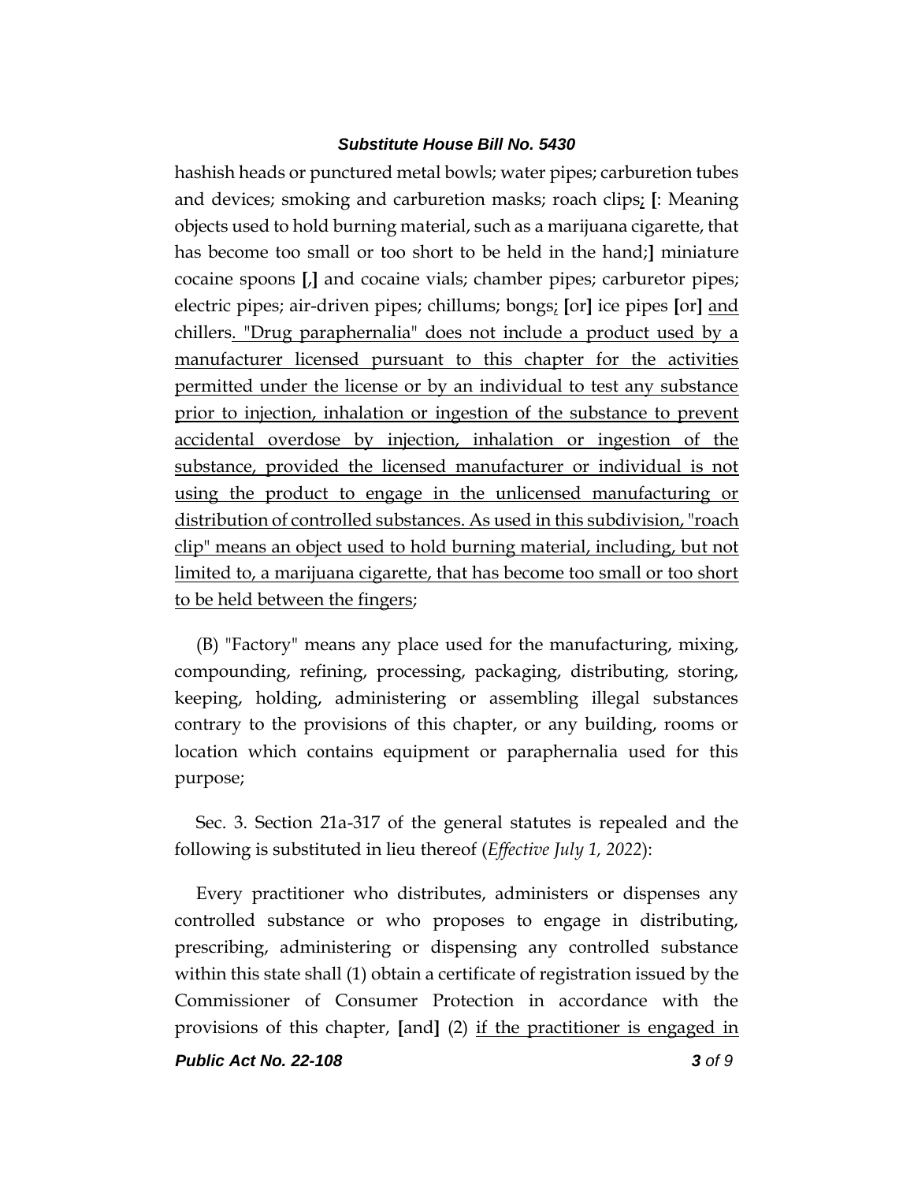hashish heads or punctured metal bowls; water pipes; carburetion tubes and devices; smoking and carburetion masks; roach clips; [: Meaning objects used to hold burning material, such as a marijuana cigarette, that has become too small or too short to be held in the hand;] miniature cocaine spoons [,] and cocaine vials; chamber pipes; carburetor pipes; electric pipes; air-driven pipes; chillums; bongs; [or] ice pipes [or] and chillers. "Drug paraphernalia" does not include a product used by a manufacturer licensed pursuant to this chapter for the activities permitted under the license or by an individual to test any substance prior to injection, inhalation or ingestion of the substance to prevent accidental overdose by injection, inhalation or ingestion of the substance, provided the licensed manufacturer or individual is not using the product to engage in the unlicensed manufacturing or distribution of controlled substances. As used in this subdivision, "roach clip" means an object used to hold burning material, including, but not limited to, a marijuana cigarette, that has become too small or too short to be held between the fingers;

(B) "Factory" means any place used for the manufacturing, mixing, compounding, refining, processing, packaging, distributing, storing, keeping, holding, administering or assembling illegal substances contrary to the provisions of this chapter, or any building, rooms or location which contains equipment or paraphernalia used for this purpose;

Sec. 3. Section 21a-317 of the general statutes is repealed and the following is substituted in lieu thereof (*Effective July 1, 2022*):

Every practitioner who distributes, administers or dispenses any controlled substance or who proposes to engage in distributing, prescribing, administering or dispensing any controlled substance within this state shall (1) obtain a certificate of registration issued by the Commissioner of Consumer Protection in accordance with the provisions of this chapter, [and] (2) if the practitioner is engaged in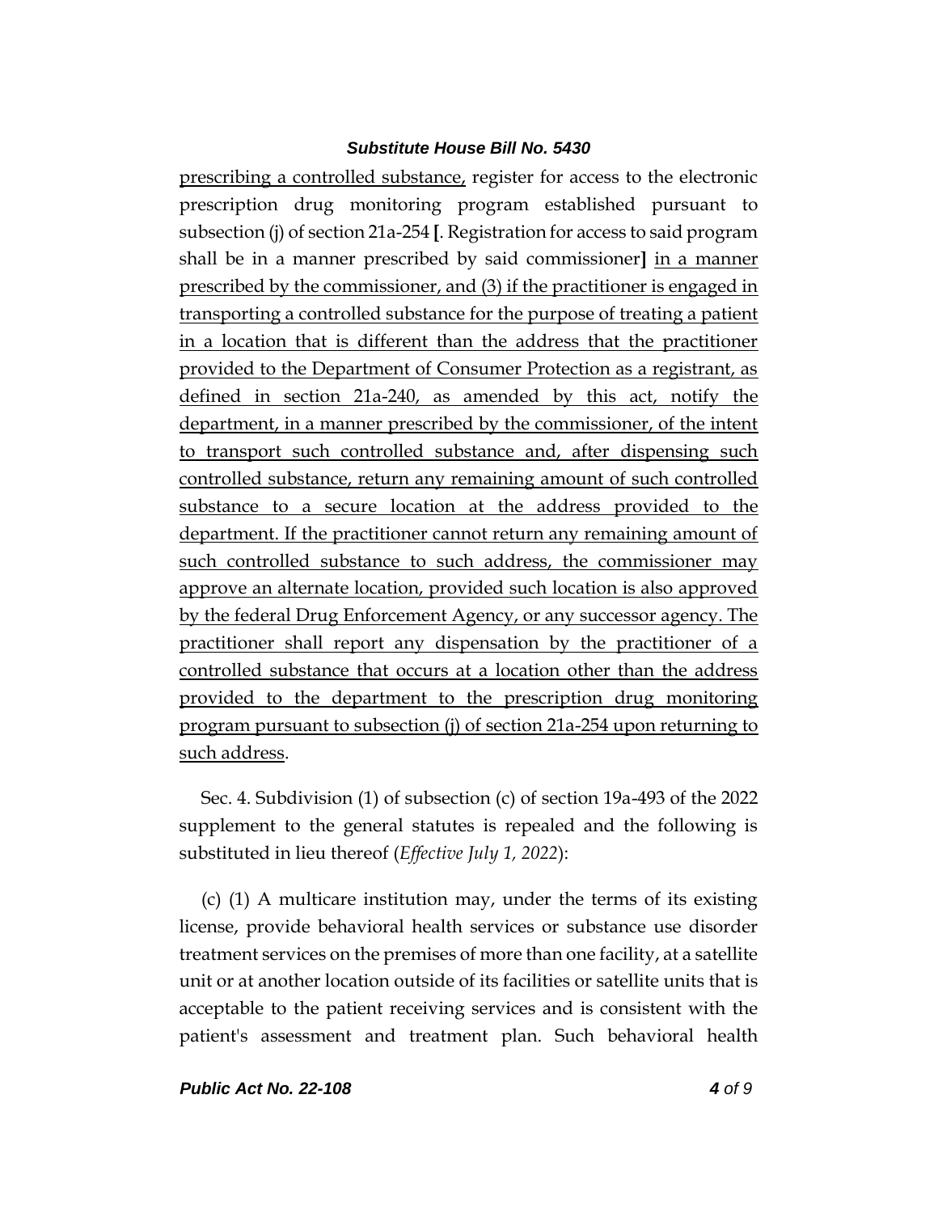prescribing a controlled substance, register for access to the electronic prescription drug monitoring program established pursuant to subsection (j) of section 21a-254 **[**. Registration for access to said program shall be in a manner prescribed by said commissioner**]** in a manner prescribed by the commissioner, and (3) if the practitioner is engaged in transporting a controlled substance for the purpose of treating a patient in a location that is different than the address that the practitioner provided to the Department of Consumer Protection as a registrant, as defined in section 21a-240, as amended by this act, notify the department, in a manner prescribed by the commissioner, of the intent to transport such controlled substance and, after dispensing such controlled substance, return any remaining amount of such controlled substance to a secure location at the address provided to the department. If the practitioner cannot return any remaining amount of such controlled substance to such address, the commissioner may approve an alternate location, provided such location is also approved by the federal Drug Enforcement Agency, or any successor agency. The practitioner shall report any dispensation by the practitioner of a controlled substance that occurs at a location other than the address provided to the department to the prescription drug monitoring program pursuant to subsection (j) of section 21a-254 upon returning to such address.

Sec. 4. Subdivision (1) of subsection (c) of section 19a-493 of the 2022 supplement to the general statutes is repealed and the following is substituted in lieu thereof (*Effective July 1, 2022*):

(c) (1) A multicare institution may, under the terms of its existing license, provide behavioral health services or substance use disorder treatment services on the premises of more than one facility, at a satellite unit or at another location outside of its facilities or satellite units that is acceptable to the patient receiving services and is consistent with the patient's assessment and treatment plan. Such behavioral health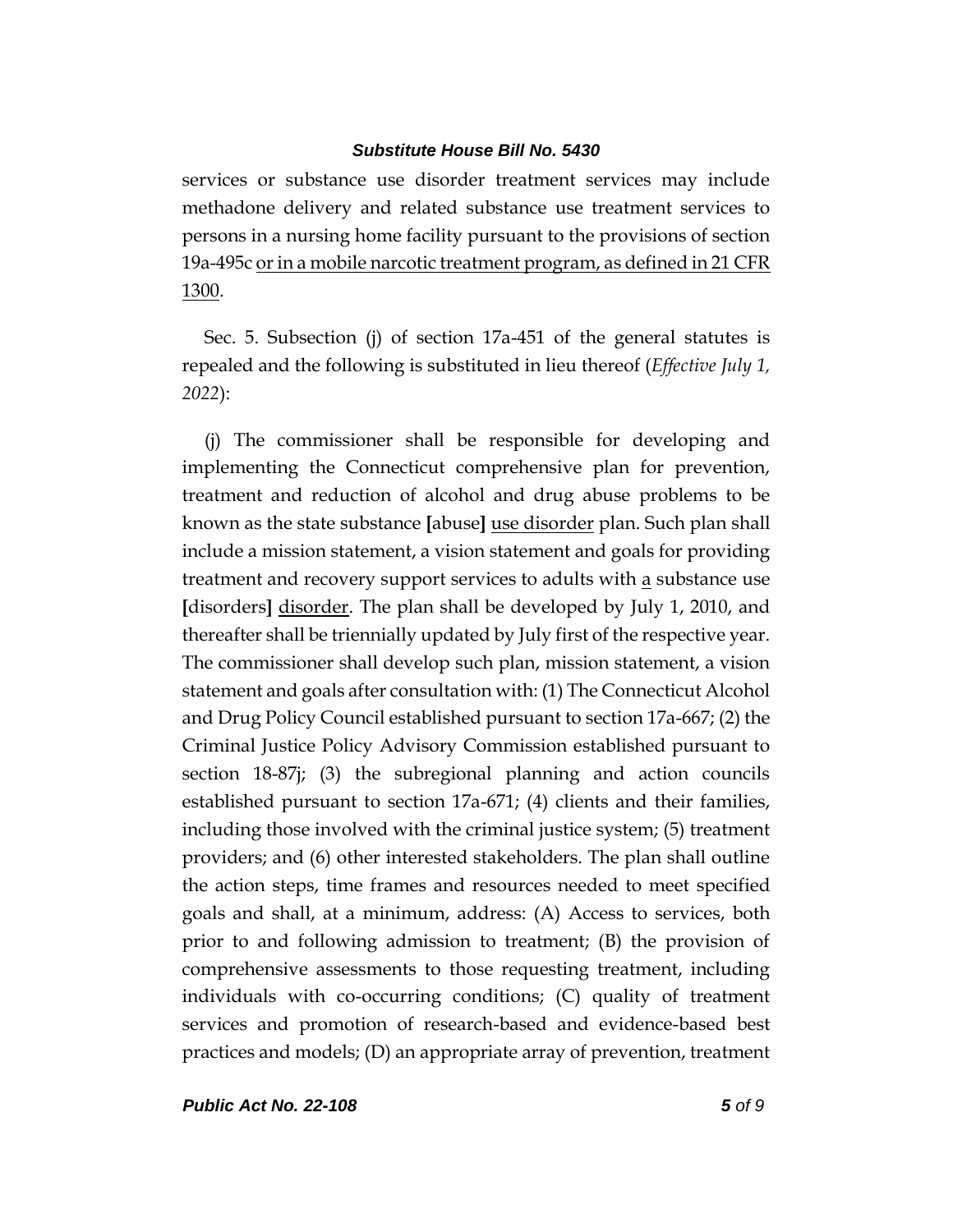services or substance use disorder treatment services may include methadone delivery and related substance use treatment services to persons in a nursing home facility pursuant to the provisions of section 19a-495c <u>or in a mobile narcotic treatment program, as defined in 21 CFR 1300</u>.

Sec. 5. Subsection (j) of section 17a-451 of the general statutes is repealed and the following is substituted in lieu thereof (*Effective July 1, 2022*):

(j) The commissioner shall be responsible for developing and implementing the Connecticut comprehensive plan for prevention, treatment and reduction of alcohol and drug abuse problems to be known as the state substance **[**abuse**]** <u>use disorder</u> plan. Such plan shall include a mission statement, a vision statement and goals for providing treatment and recovery support services to adults with <u>a</u> substance use **[**disorders**]** <u>disorder</u>. The plan shall be developed by July 1, 2010, and thereafter shall be triennially updated by July first of the respective year. The commissioner shall develop such plan, mission statement, a vision statement and goals after consultation with: (1) The Connecticut Alcohol and Drug Policy Council established pursuant to section 17a-667; (2) the Criminal Justice Policy Advisory Commission established pursuant to section 18-87j; (3) the subregional planning and action councils established pursuant to section 17a-671; (4) clients and their families, including those involved with the criminal justice system; (5) treatment providers; and (6) other interested stakeholders. The plan shall outline the action steps, time frames and resources needed to meet specified goals and shall, at a minimum, address: (A) Access to services, both prior to and following admission to treatment; (B) the provision of comprehensive assessments to those requesting treatment, including individuals with co-occurring conditions; (C) quality of treatment services and promotion of research-based and evidence-based best practices and models; (D) an appropriate array of prevention, treatment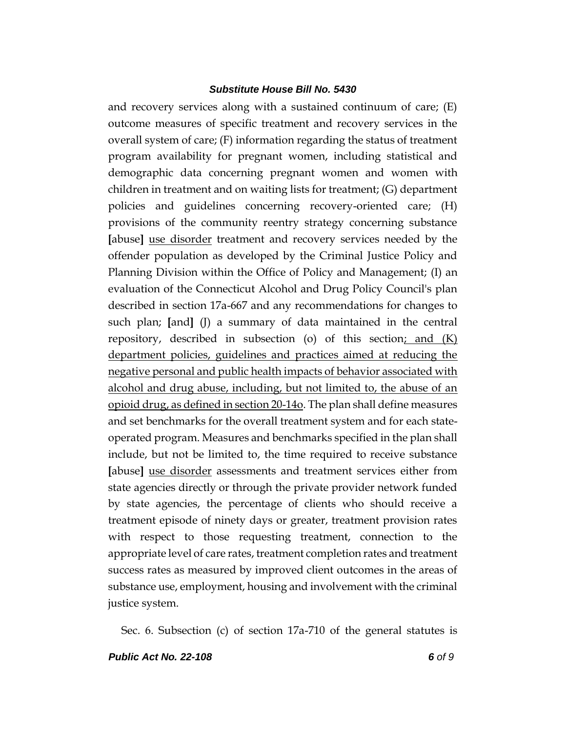and recovery services along with a sustained continuum of care; (E) outcome measures of specific treatment and recovery services in the overall system of care; (F) information regarding the status of treatment program availability for pregnant women, including statistical and demographic data concerning pregnant women and women with children in treatment and on waiting lists for treatment; (G) department policies and guidelines concerning recovery-oriented care; (H) provisions of the community reentry strategy concerning substance **[**abuse**]** <u>use disorder</u> treatment and recovery services needed by the offender population as developed by the Criminal Justice Policy and Planning Division within the Office of Policy and Management; (I) an evaluation of the Connecticut Alcohol and Drug Policy Council's plan described in section 17a-667 and any recommendations for changes to such plan; **[**and**]** (J) a summary of data maintained in the central repository, described in subsection (o) of this section<u>; and (K) department policies, guidelines and practices aimed at reducing the negative personal and public health impacts of behavior associated with alcohol and drug abuse, including, but not limited to, the abuse of an opioid drug, as defined in section 20-14o</u>. The plan shall define measures and set benchmarks for the overall treatment system and for each state-operated program. Measures and benchmarks specified in the plan shall include, but not be limited to, the time required to receive substance **[**abuse**]** <u>use disorder</u> assessments and treatment services either from state agencies directly or through the private provider network funded by state agencies, the percentage of clients who should receive a treatment episode of ninety days or greater, treatment provision rates with respect to those requesting treatment, connection to the appropriate level of care rates, treatment completion rates and treatment success rates as measured by improved client outcomes in the areas of substance use, employment, housing and involvement with the criminal justice system.

Sec. 6. Subsection (c) of section 17a-710 of the general statutes is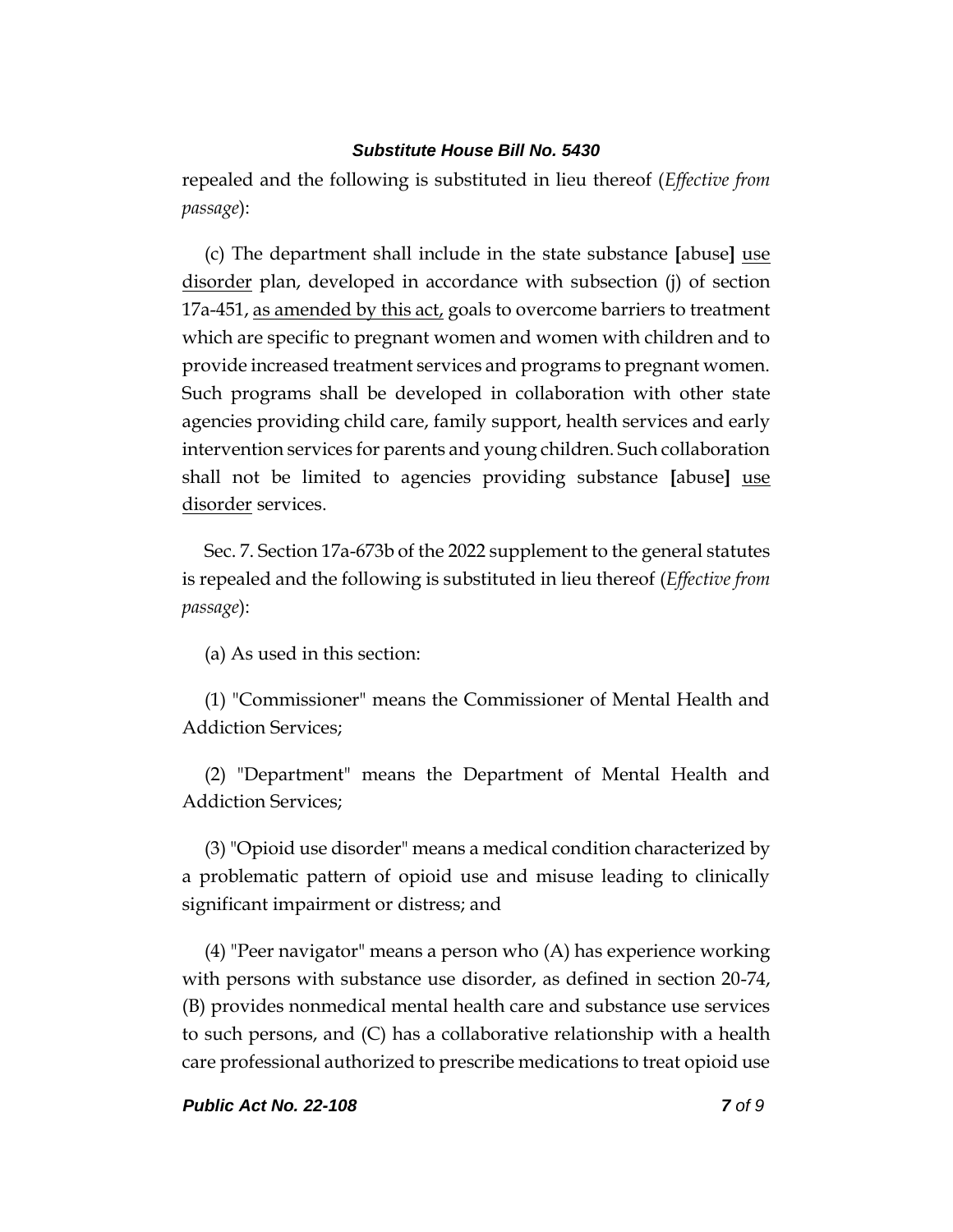repealed and the following is substituted in lieu thereof (*Effective from passage*):

(c) The department shall include in the state substance **[**abuse**]** <u>use disorder</u> plan, developed in accordance with subsection (j) of section 17a-451, <u>as amended by this act,</u> goals to overcome barriers to treatment which are specific to pregnant women and women with children and to provide increased treatment services and programs to pregnant women. Such programs shall be developed in collaboration with other state agencies providing child care, family support, health services and early intervention services for parents and young children. Such collaboration shall not be limited to agencies providing substance **[**abuse**]** <u>use disorder</u> services.

Sec. 7. Section 17a-673b of the 2022 supplement to the general statutes is repealed and the following is substituted in lieu thereof (*Effective from passage*):

(a) As used in this section:

(1) "Commissioner" means the Commissioner of Mental Health and Addiction Services;

(2) "Department" means the Department of Mental Health and Addiction Services;

(3) "Opioid use disorder" means a medical condition characterized by a problematic pattern of opioid use and misuse leading to clinically significant impairment or distress; and

(4) "Peer navigator" means a person who (A) has experience working with persons with substance use disorder, as defined in section 20-74, (B) provides nonmedical mental health care and substance use services to such persons, and (C) has a collaborative relationship with a health care professional authorized to prescribe medications to treat opioid use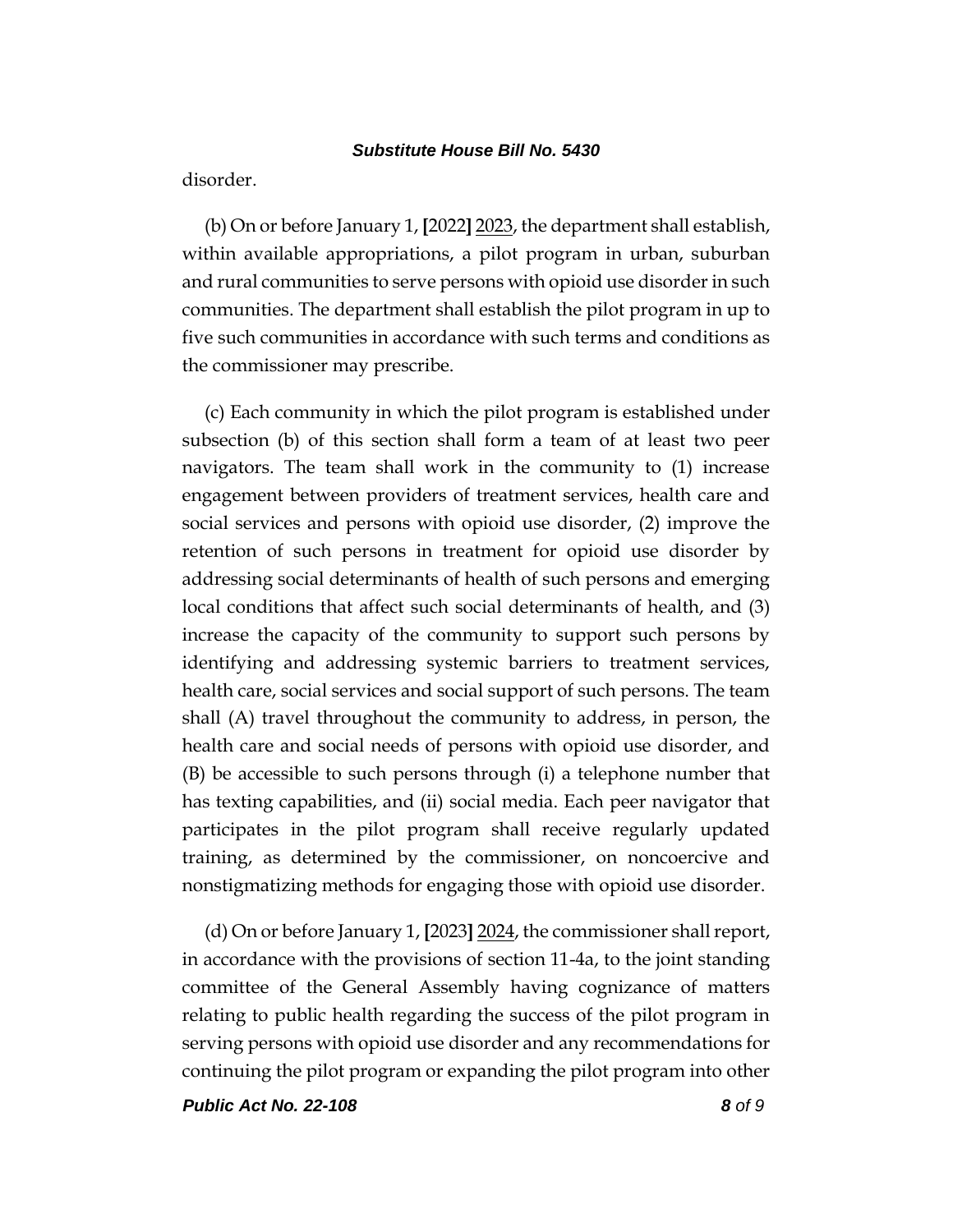disorder.

(b) On or before January 1, **[**2022**]** <u>2023</u>, the department shall establish, within available appropriations, a pilot program in urban, suburban and rural communities to serve persons with opioid use disorder in such communities. The department shall establish the pilot program in up to five such communities in accordance with such terms and conditions as the commissioner may prescribe.

(c) Each community in which the pilot program is established under subsection (b) of this section shall form a team of at least two peer navigators. The team shall work in the community to (1) increase engagement between providers of treatment services, health care and social services and persons with opioid use disorder, (2) improve the retention of such persons in treatment for opioid use disorder by addressing social determinants of health of such persons and emerging local conditions that affect such social determinants of health, and (3) increase the capacity of the community to support such persons by identifying and addressing systemic barriers to treatment services, health care, social services and social support of such persons. The team shall (A) travel throughout the community to address, in person, the health care and social needs of persons with opioid use disorder, and (B) be accessible to such persons through (i) a telephone number that has texting capabilities, and (ii) social media. Each peer navigator that participates in the pilot program shall receive regularly updated training, as determined by the commissioner, on noncoercive and nonstigmatizing methods for engaging those with opioid use disorder.

(d) On or before January 1, **[**2023**]** <u>2024</u>, the commissioner shall report, in accordance with the provisions of section 11-4a, to the joint standing committee of the General Assembly having cognizance of matters relating to public health regarding the success of the pilot program in serving persons with opioid use disorder and any recommendations for continuing the pilot program or expanding the pilot program into other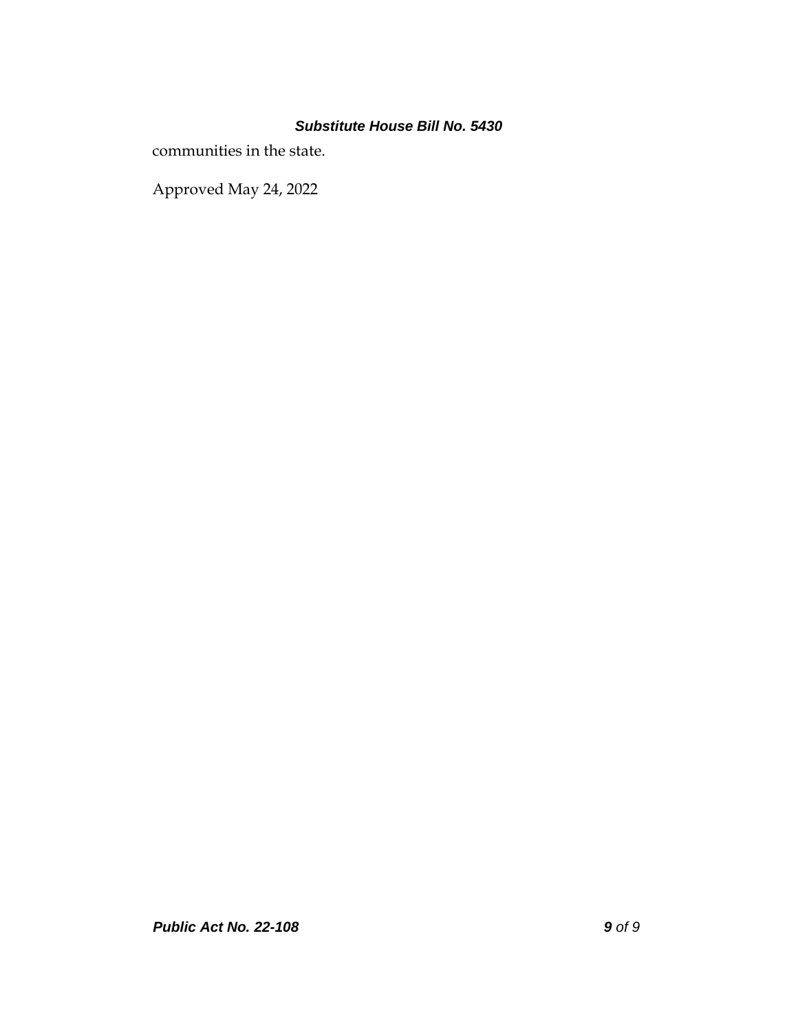communities in the state.

Approved May 24, 2022